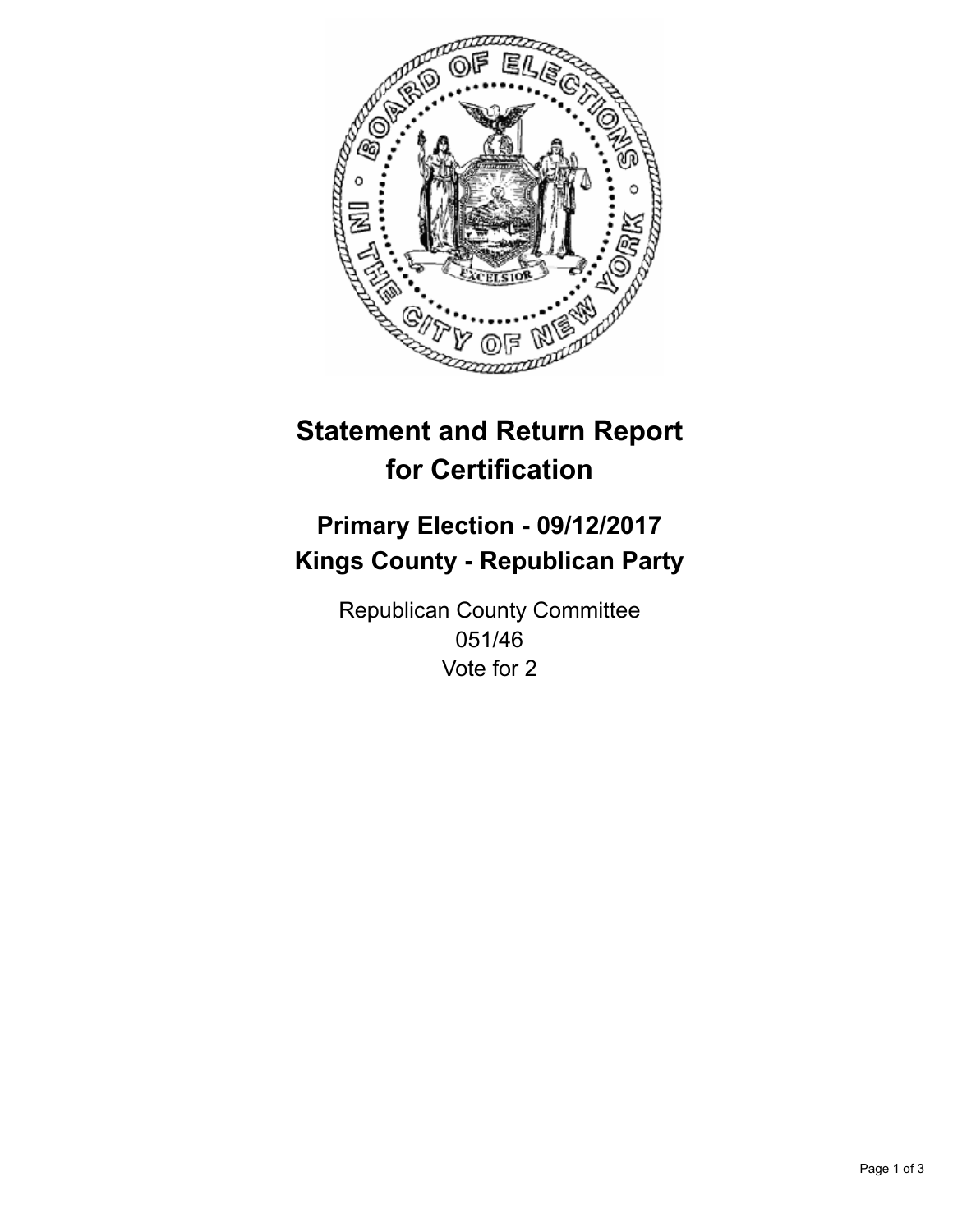# Statement and Return Report for Certification

## Primary Election - 09/12/2017
## Kings County - Republican Party

Republican County Committee
051/46
Vote for 2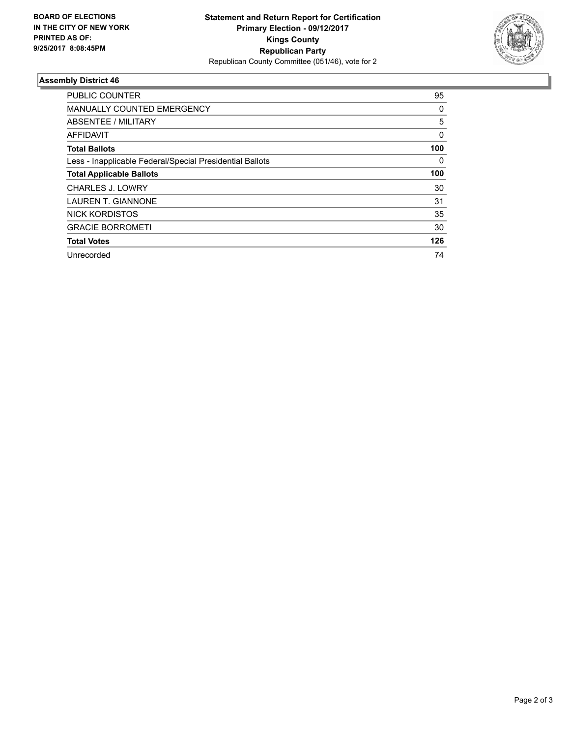**BOARD OF ELECTIONS IN THE CITY OF NEW YORK PRINTED AS OF: 9/25/2017 8:08:45PM**

**Statement and Return Report for Certification**
**Primary Election - 09/12/2017**
**Kings County**
**Republican Party**
Republican County Committee (051/46), vote for 2

### Assembly District 46

| | |
|---|---|
| PUBLIC COUNTER | 95 |
| MANUALLY COUNTED EMERGENCY | 0 |
| ABSENTEE / MILITARY | 5 |
| AFFIDAVIT | 0 |
| **Total Ballots** | **100** |
| Less - Inapplicable Federal/Special Presidential Ballots | 0 |
| **Total Applicable Ballots** | **100** |
| CHARLES J. LOWRY | 30 |
| LAUREN T. GIANNONE | 31 |
| NICK KORDISTOS | 35 |
| GRACIE BORROMETI | 30 |
| **Total Votes** | **126** |
| Unrecorded | 74 |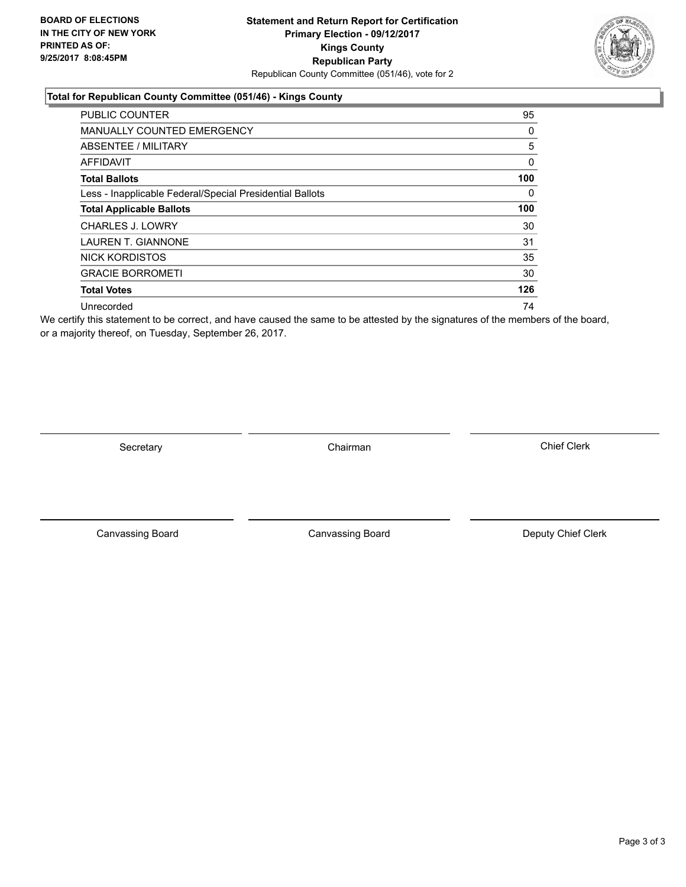**BOARD OF ELECTIONS IN THE CITY OF NEW YORK PRINTED AS OF: 9/25/2017 8:08:45PM**

**Statement and Return Report for Certification**
**Primary Election - 09/12/2017**
**Kings County**
**Republican Party**
Republican County Committee (051/46), vote for 2

### Total for Republican County Committee (051/46) - Kings County

| | |
|---|---|
| PUBLIC COUNTER | 95 |
| MANUALLY COUNTED EMERGENCY | 0 |
| ABSENTEE / MILITARY | 5 |
| AFFIDAVIT | 0 |
| **Total Ballots** | **100** |
| Less - Inapplicable Federal/Special Presidential Ballots | 0 |
| **Total Applicable Ballots** | **100** |
| CHARLES J. LOWRY | 30 |
| LAUREN T. GIANNONE | 31 |
| NICK KORDISTOS | 35 |
| GRACIE BORROMETI | 30 |
| **Total Votes** | **126** |
| Unrecorded | 74 |

We certify this statement to be correct, and have caused the same to be attested by the signatures of the members of the board, or a majority thereof, on Tuesday, September 26, 2017.

Secretary

Chairman

Chief Clerk

Canvassing Board

Canvassing Board

Deputy Chief Clerk